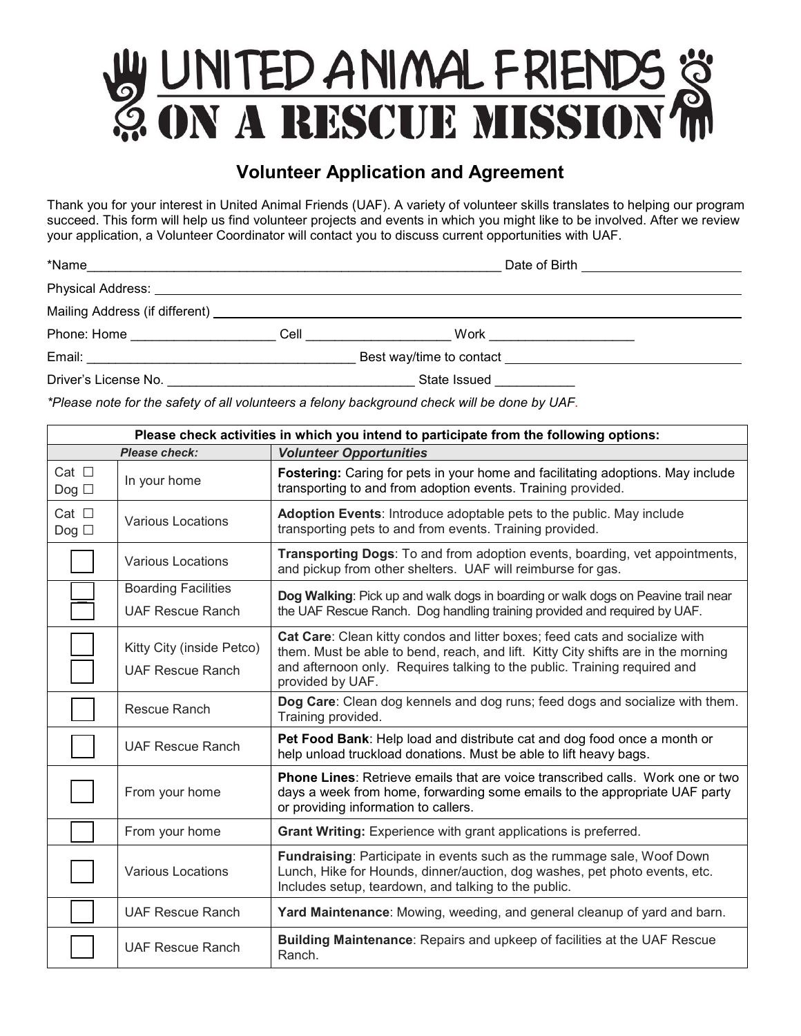# UNITED ANIMAL FRIENDS
# ON A RESCUE MISSION

## Volunteer Application and Agreement

Thank you for your interest in United Animal Friends (UAF). A variety of volunteer skills translates to helping our program succeed. This form will help us find volunteer projects and events in which you might like to be involved. After we review your application, a Volunteer Coordinator will contact you to discuss current opportunities with UAF.

*Name_______________________________________________ Date of Birth ____________________

Physical Address: ____________________________________________________________________

Mailing Address (if different) __________________________________________________________

Phone: Home ___________________ Cell ___________________ Work ____________________

Email: _____________________________________ Best way/time to contact ______________________________

Driver's License No. _________________________________ State Issued ___________

*\*Please note for the safety of all volunteers a felony background check will be done by UAF.*

| Please check activities in which you intend to participate from the following options: | | |
|---|---|---|
| ***Please check:*** | | ***Volunteer Opportunities*** |
| Cat ☐<br>Dog ☐ | In your home | **Fostering:** Caring for pets in your home and facilitating adoptions. May include transporting to and from adoption events. Training provided. |
| Cat ☐<br>Dog ☐ | Various Locations | **Adoption Events**: Introduce adoptable pets to the public. May include transporting pets to and from events. Training provided. |
| ☐ | Various Locations | **Transporting Dogs**: To and from adoption events, boarding, vet appointments, and pickup from other shelters. UAF will reimburse for gas. |
| ☐<br>☐ | Boarding Facilities<br>UAF Rescue Ranch | **Dog Walking**: Pick up and walk dogs in boarding or walk dogs on Peavine trail near the UAF Rescue Ranch. Dog handling training provided and required by UAF. |
| ☐<br>☐ | Kitty City (inside Petco)<br>UAF Rescue Ranch | **Cat Care**: Clean kitty condos and litter boxes; feed cats and socialize with them. Must be able to bend, reach, and lift. Kitty City shifts are in the morning and afternoon only. Requires talking to the public. Training required and provided by UAF. |
| ☐ | Rescue Ranch | **Dog Care**: Clean dog kennels and dog runs; feed dogs and socialize with them. Training provided. |
| ☐ | UAF Rescue Ranch | **Pet Food Bank**: Help load and distribute cat and dog food once a month or help unload truckload donations. Must be able to lift heavy bags. |
| ☐ | From your home | **Phone Lines**: Retrieve emails that are voice transcribed calls. Work one or two days a week from home, forwarding some emails to the appropriate UAF party or providing information to callers. |
| ☐ | From your home | **Grant Writing:** Experience with grant applications is preferred. |
| ☐ | Various Locations | **Fundraising**: Participate in events such as the rummage sale, Woof Down Lunch, Hike for Hounds, dinner/auction, dog washes, pet photo events, etc. Includes setup, teardown, and talking to the public. |
| ☐ | UAF Rescue Ranch | **Yard Maintenance**: Mowing, weeding, and general cleanup of yard and barn. |
| ☐ | UAF Rescue Ranch | **Building Maintenance**: Repairs and upkeep of facilities at the UAF Rescue Ranch. |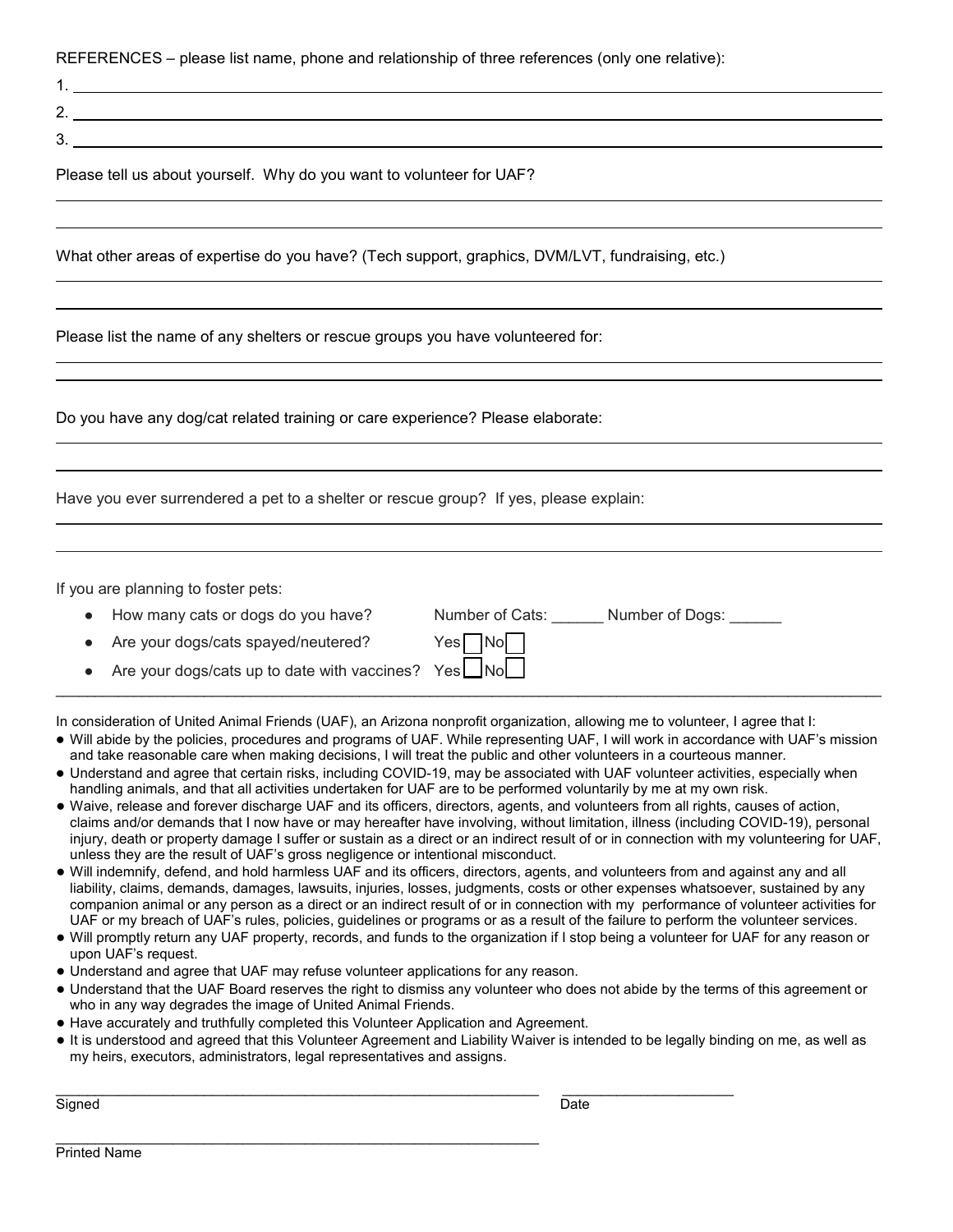REFERENCES – please list name, phone and relationship of three references (only one relative):

1. ______________________________

2. ______________________________

3. ______________________________

Please tell us about yourself. Why do you want to volunteer for UAF?

______________________________

______________________________

What other areas of expertise do you have? (Tech support, graphics, DVM/LVT, fundraising, etc.)

______________________________

______________________________

Please list the name of any shelters or rescue groups you have volunteered for:

______________________________

______________________________

Do you have any dog/cat related training or care experience? Please elaborate:

______________________________

______________________________

Have you ever surrendered a pet to a shelter or rescue group? If yes, please explain:

______________________________

______________________________

If you are planning to foster pets:

- How many cats or dogs do you have? Number of Cats: ______ Number of Dogs: ______
- Are your dogs/cats spayed/neutered? Yes ☐ No ☐
- Are your dogs/cats up to date with vaccines? Yes ☐ No ☐

---

In consideration of United Animal Friends (UAF), an Arizona nonprofit organization, allowing me to volunteer, I agree that I:

- Will abide by the policies, procedures and programs of UAF. While representing UAF, I will work in accordance with UAF's mission and take reasonable care when making decisions, I will treat the public and other volunteers in a courteous manner.
- Understand and agree that certain risks, including COVID-19, may be associated with UAF volunteer activities, especially when handling animals, and that all activities undertaken for UAF are to be performed voluntarily by me at my own risk.
- Waive, release and forever discharge UAF and its officers, directors, agents, and volunteers from all rights, causes of action, claims and/or demands that I now have or may hereafter have involving, without limitation, illness (including COVID-19), personal injury, death or property damage I suffer or sustain as a direct or an indirect result of or in connection with my volunteering for UAF, unless they are the result of UAF's gross negligence or intentional misconduct.
- Will indemnify, defend, and hold harmless UAF and its officers, directors, agents, and volunteers from and against any and all liability, claims, demands, damages, lawsuits, injuries, losses, judgments, costs or other expenses whatsoever, sustained by any companion animal or any person as a direct or an indirect result of or in connection with my performance of volunteer activities for UAF or my breach of UAF's rules, policies, guidelines or programs or as a result of the failure to perform the volunteer services.
- Will promptly return any UAF property, records, and funds to the organization if I stop being a volunteer for UAF for any reason or upon UAF's request.
- Understand and agree that UAF may refuse volunteer applications for any reason.
- Understand that the UAF Board reserves the right to dismiss any volunteer who does not abide by the terms of this agreement or who in any way degrades the image of United Animal Friends.
- Have accurately and truthfully completed this Volunteer Application and Agreement.
- It is understood and agreed that this Volunteer Agreement and Liability Waiver is intended to be legally binding on me, as well as my heirs, executors, administrators, legal representatives and assigns.

______________________________ ______________________

Signed Date

______________________________

Printed Name